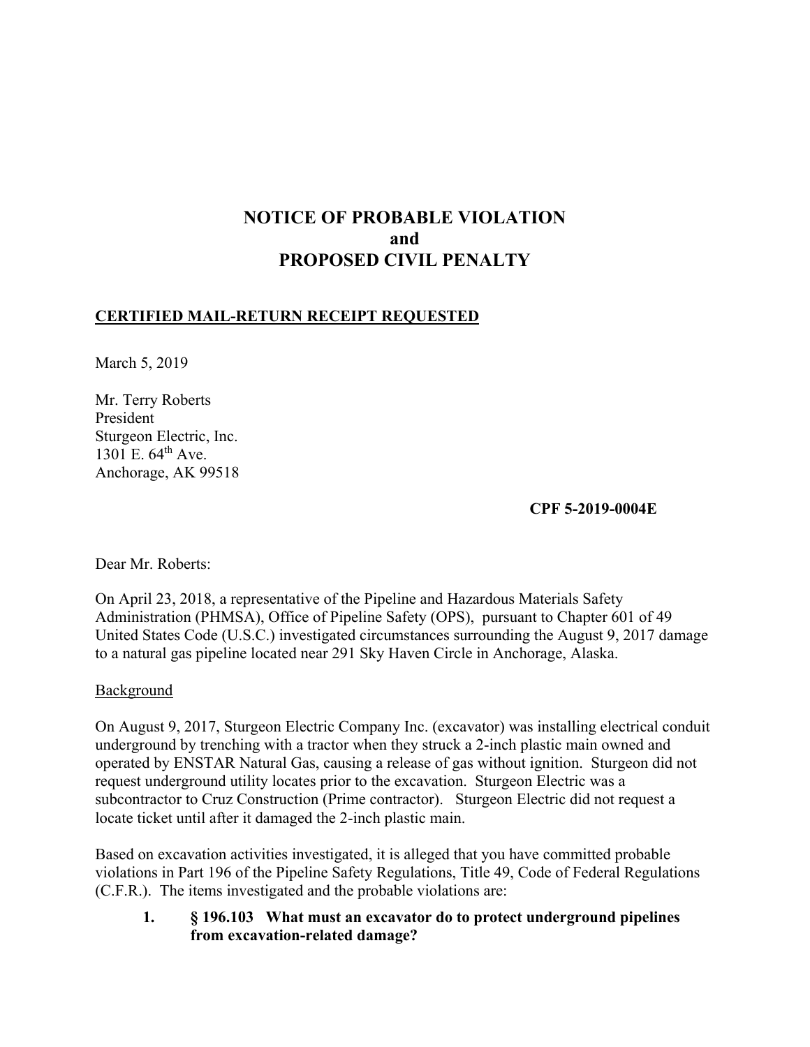# NOTICE OF PROBABLE VIOLATION
# and
# PROPOSED CIVIL PENALTY

**CERTIFIED MAIL-RETURN RECEIPT REQUESTED**

March 5, 2019

Mr. Terry Roberts  
President  
Sturgeon Electric, Inc.  
1301 E. 64th Ave.  
Anchorage, AK 99518

**CPF 5-2019-0004E**

Dear Mr. Roberts:

On April 23, 2018, a representative of the Pipeline and Hazardous Materials Safety Administration (PHMSA), Office of Pipeline Safety (OPS), pursuant to Chapter 601 of 49 United States Code (U.S.C.) investigated circumstances surrounding the August 9, 2017 damage to a natural gas pipeline located near 291 Sky Haven Circle in Anchorage, Alaska.

Background

On August 9, 2017, Sturgeon Electric Company Inc. (excavator) was installing electrical conduit underground by trenching with a tractor when they struck a 2-inch plastic main owned and operated by ENSTAR Natural Gas, causing a release of gas without ignition. Sturgeon did not request underground utility locates prior to the excavation. Sturgeon Electric was a subcontractor to Cruz Construction (Prime contractor). Sturgeon Electric did not request a locate ticket until after it damaged the 2-inch plastic main.

Based on excavation activities investigated, it is alleged that you have committed probable violations in Part 196 of the Pipeline Safety Regulations, Title 49, Code of Federal Regulations (C.F.R.). The items investigated and the probable violations are:

1. **§ 196.103 What must an excavator do to protect underground pipelines from excavation-related damage?**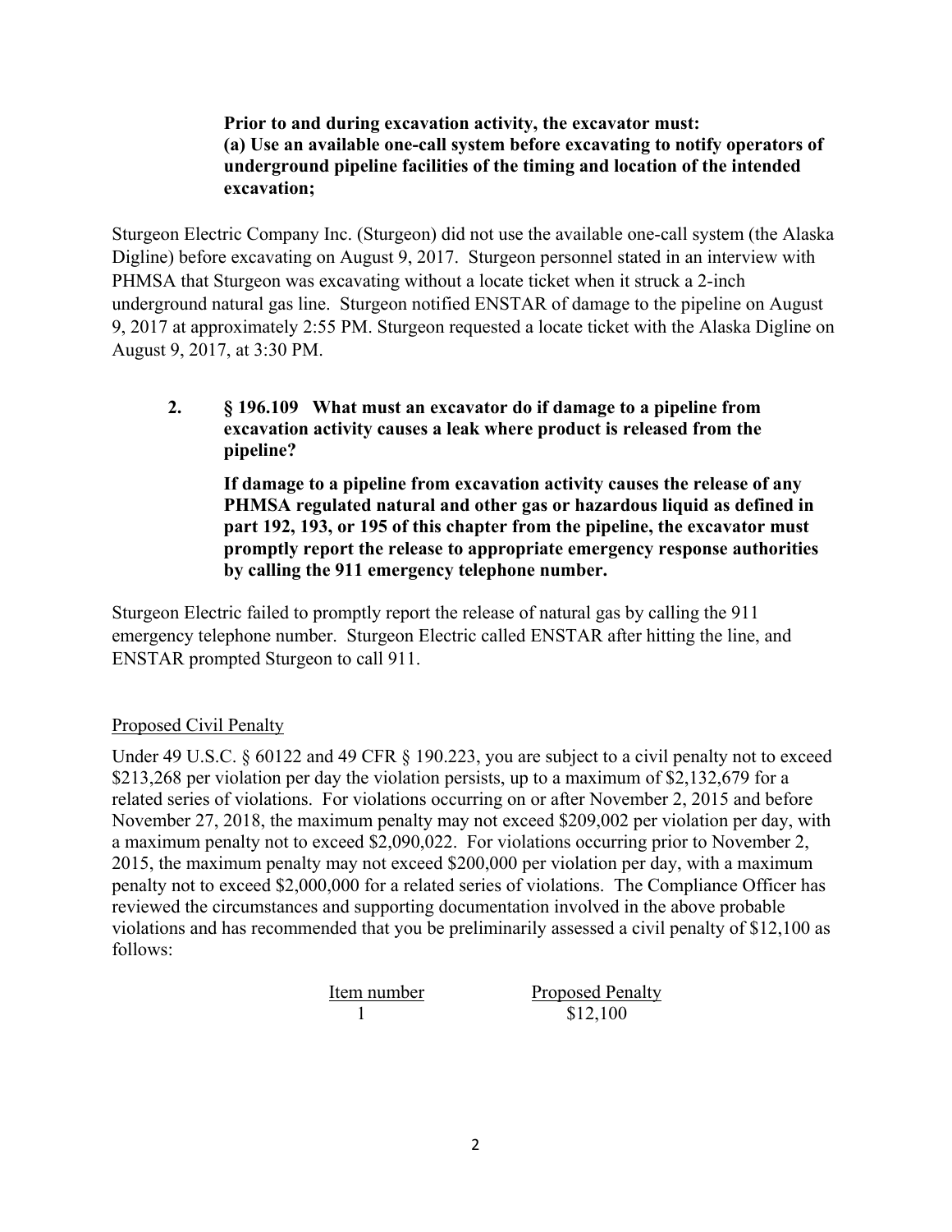**Prior to and during excavation activity, the excavator must:**
**(a) Use an available one-call system before excavating to notify operators of underground pipeline facilities of the timing and location of the intended excavation;**

Sturgeon Electric Company Inc. (Sturgeon) did not use the available one-call system (the Alaska Digline) before excavating on August 9, 2017. Sturgeon personnel stated in an interview with PHMSA that Sturgeon was excavating without a locate ticket when it struck a 2-inch underground natural gas line. Sturgeon notified ENSTAR of damage to the pipeline on August 9, 2017 at approximately 2:55 PM. Sturgeon requested a locate ticket with the Alaska Digline on August 9, 2017, at 3:30 PM.

**2. § 196.109 What must an excavator do if damage to a pipeline from excavation activity causes a leak where product is released from the pipeline?**

**If damage to a pipeline from excavation activity causes the release of any PHMSA regulated natural and other gas or hazardous liquid as defined in part 192, 193, or 195 of this chapter from the pipeline, the excavator must promptly report the release to appropriate emergency response authorities by calling the 911 emergency telephone number.**

Sturgeon Electric failed to promptly report the release of natural gas by calling the 911 emergency telephone number. Sturgeon Electric called ENSTAR after hitting the line, and ENSTAR prompted Sturgeon to call 911.

Proposed Civil Penalty

Under 49 U.S.C. § 60122 and 49 CFR § 190.223, you are subject to a civil penalty not to exceed $213,268 per violation per day the violation persists, up to a maximum of $2,132,679 for a related series of violations. For violations occurring on or after November 2, 2015 and before November 27, 2018, the maximum penalty may not exceed $209,002 per violation per day, with a maximum penalty not to exceed $2,090,022. For violations occurring prior to November 2, 2015, the maximum penalty may not exceed $200,000 per violation per day, with a maximum penalty not to exceed $2,000,000 for a related series of violations. The Compliance Officer has reviewed the circumstances and supporting documentation involved in the above probable violations and has recommended that you be preliminarily assessed a civil penalty of $12,100 as follows:

| Item number | Proposed Penalty |
|---|---|
| 1 | $12,100 |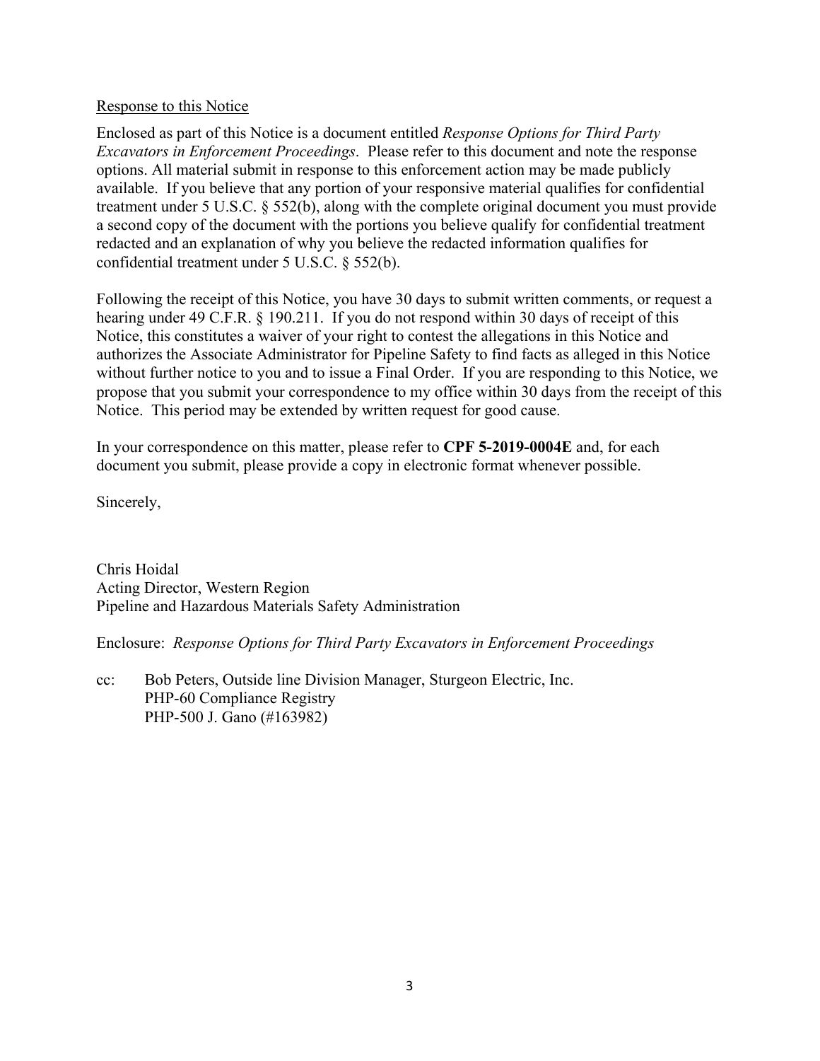Response to this Notice

Enclosed as part of this Notice is a document entitled *Response Options for Third Party Excavators in Enforcement Proceedings*. Please refer to this document and note the response options. All material submit in response to this enforcement action may be made publicly available. If you believe that any portion of your responsive material qualifies for confidential treatment under 5 U.S.C. § 552(b), along with the complete original document you must provide a second copy of the document with the portions you believe qualify for confidential treatment redacted and an explanation of why you believe the redacted information qualifies for confidential treatment under 5 U.S.C. § 552(b).

Following the receipt of this Notice, you have 30 days to submit written comments, or request a hearing under 49 C.F.R. § 190.211. If you do not respond within 30 days of receipt of this Notice, this constitutes a waiver of your right to contest the allegations in this Notice and authorizes the Associate Administrator for Pipeline Safety to find facts as alleged in this Notice without further notice to you and to issue a Final Order. If you are responding to this Notice, we propose that you submit your correspondence to my office within 30 days from the receipt of this Notice. This period may be extended by written request for good cause.

In your correspondence on this matter, please refer to **CPF 5-2019-0004E** and, for each document you submit, please provide a copy in electronic format whenever possible.

Sincerely,

Chris Hoidal
Acting Director, Western Region
Pipeline and Hazardous Materials Safety Administration

Enclosure: *Response Options for Third Party Excavators in Enforcement Proceedings*

cc: Bob Peters, Outside line Division Manager, Sturgeon Electric, Inc.
PHP-60 Compliance Registry
PHP-500 J. Gano (#163982)